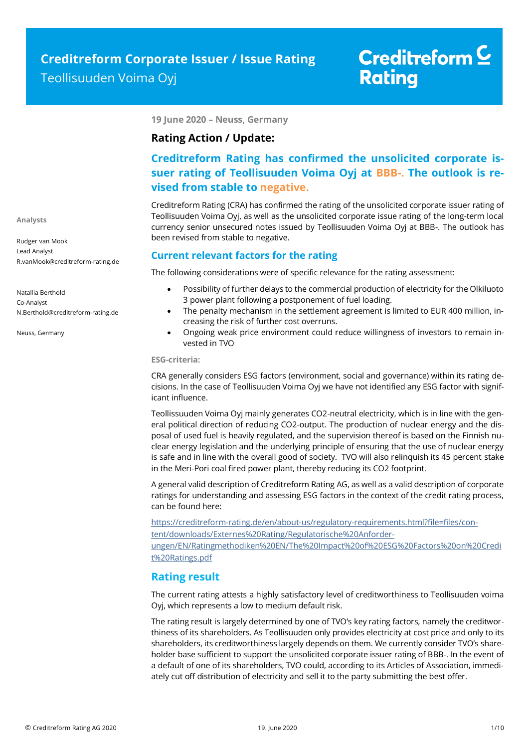# Creditreform Corporate Issuer / Issue Rating

Teollisuuden Voima Oyj

Creditreform Rating

**Analysts**

Rudger van Mook
Lead Analyst
R.vanMook@creditreform-rating.de

Natallia Berthold
Co-Analyst
N.Berthold@creditreform-rating.de

Neuss, Germany

**19 June 2020 – Neuss, Germany**

## Rating Action / Update:

## Creditreform Rating has confirmed the unsolicited corporate issuer rating of Teollisuuden Voima Oyj at BBB-. The outlook is revised from stable to negative.

Creditreform Rating (CRA) has confirmed the rating of the unsolicited corporate issuer rating of Teollisuuden Voima Oyj, as well as the unsolicited corporate issue rating of the long-term local currency senior unsecured notes issued by Teollisuuden Voima Oyj at BBB-. The outlook has been revised from stable to negative.

### Current relevant factors for the rating

The following considerations were of specific relevance for the rating assessment:

- Possibility of further delays to the commercial production of electricity for the Olkiluoto 3 power plant following a postponement of fuel loading.
- The penalty mechanism in the settlement agreement is limited to EUR 400 million, increasing the risk of further cost overruns.
- Ongoing weak price environment could reduce willingness of investors to remain invested in TVO

**ESG-criteria:**

CRA generally considers ESG factors (environment, social and governance) within its rating decisions. In the case of Teollisuuden Voima Oyj we have not identified any ESG factor with significant influence.

Teollissuuden Voima Oyj mainly generates CO2-neutral electricity, which is in line with the general political direction of reducing CO2-output. The production of nuclear energy and the disposal of used fuel is heavily regulated, and the supervision thereof is based on the Finnish nuclear energy legislation and the underlying principle of ensuring that the use of nuclear energy is safe and in line with the overall good of society. TVO will also relinquish its 45 percent stake in the Meri-Pori coal fired power plant, thereby reducing its CO2 footprint.

A general valid description of Creditreform Rating AG, as well as a valid description of corporate ratings for understanding and assessing ESG factors in the context of the credit rating process, can be found here:

https://creditreform-rating.de/en/about-us/regulatory-requirements.html?file=files/content/downloads/Externes%20Rating/Regulatorische%20Anforderungen/EN/Ratingmethodiken%20EN/The%20Impact%20of%20ESG%20Factors%20on%20Credit%20Ratings.pdf

### Rating result

The current rating attests a highly satisfactory level of creditworthiness to Teollisuuden voima Oyj, which represents a low to medium default risk.

The rating result is largely determined by one of TVO's key rating factors, namely the creditworthiness of its shareholders. As Teollisuuden only provides electricity at cost price and only to its shareholders, its creditworthiness largely depends on them. We currently consider TVO's shareholder base sufficient to support the unsolicited corporate issuer rating of BBB-. In the event of a default of one of its shareholders, TVO could, according to its Articles of Association, immediately cut off distribution of electricity and sell it to the party submitting the best offer.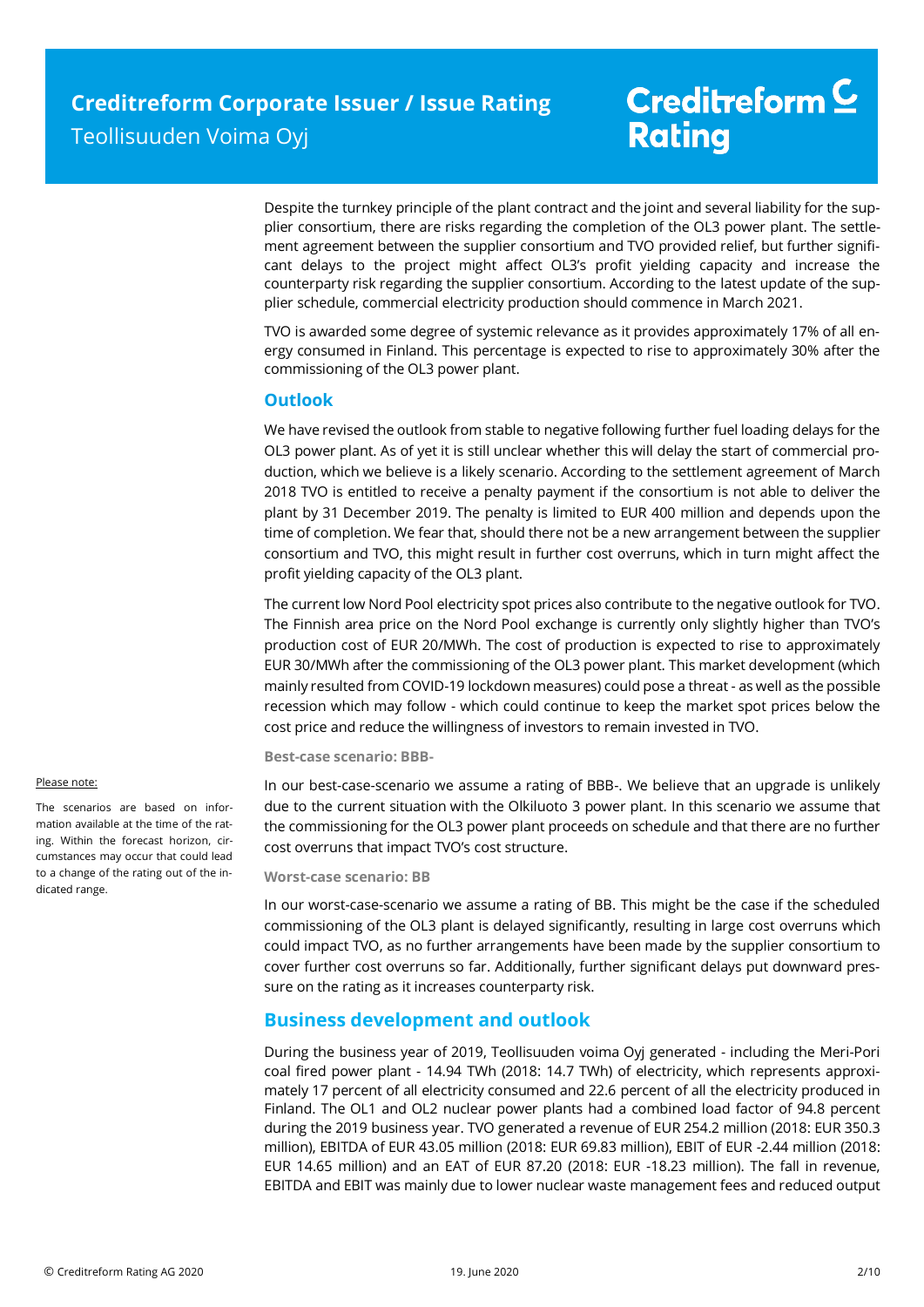Despite the turnkey principle of the plant contract and the joint and several liability for the supplier consortium, there are risks regarding the completion of the OL3 power plant. The settlement agreement between the supplier consortium and TVO provided relief, but further significant delays to the project might affect OL3's profit yielding capacity and increase the counterparty risk regarding the supplier consortium. According to the latest update of the supplier schedule, commercial electricity production should commence in March 2021.

TVO is awarded some degree of systemic relevance as it provides approximately 17% of all energy consumed in Finland. This percentage is expected to rise to approximately 30% after the commissioning of the OL3 power plant.

## Outlook

We have revised the outlook from stable to negative following further fuel loading delays for the OL3 power plant. As of yet it is still unclear whether this will delay the start of commercial production, which we believe is a likely scenario. According to the settlement agreement of March 2018 TVO is entitled to receive a penalty payment if the consortium is not able to deliver the plant by 31 December 2019. The penalty is limited to EUR 400 million and depends upon the time of completion. We fear that, should there not be a new arrangement between the supplier consortium and TVO, this might result in further cost overruns, which in turn might affect the profit yielding capacity of the OL3 plant.

The current low Nord Pool electricity spot prices also contribute to the negative outlook for TVO. The Finnish area price on the Nord Pool exchange is currently only slightly higher than TVO's production cost of EUR 20/MWh. The cost of production is expected to rise to approximately EUR 30/MWh after the commissioning of the OL3 power plant. This market development (which mainly resulted from COVID-19 lockdown measures) could pose a threat - as well as the possible recession which may follow - which could continue to keep the market spot prices below the cost price and reduce the willingness of investors to remain invested in TVO.

**Best-case scenario: BBB-**

In our best-case-scenario we assume a rating of BBB-. We believe that an upgrade is unlikely due to the current situation with the Olkiluoto 3 power plant. In this scenario we assume that the commissioning for the OL3 power plant proceeds on schedule and that there are no further cost overruns that impact TVO's cost structure.

Please note:

The scenarios are based on information available at the time of the rating. Within the forecast horizon, circumstances may occur that could lead to a change of the rating out of the indicated range.

**Worst-case scenario: BB**

In our worst-case-scenario we assume a rating of BB. This might be the case if the scheduled commissioning of the OL3 plant is delayed significantly, resulting in large cost overruns which could impact TVO, as no further arrangements have been made by the supplier consortium to cover further cost overruns so far. Additionally, further significant delays put downward pressure on the rating as it increases counterparty risk.

## Business development and outlook

During the business year of 2019, Teollisuuden voima Oyj generated - including the Meri-Pori coal fired power plant - 14.94 TWh (2018: 14.7 TWh) of electricity, which represents approximately 17 percent of all electricity consumed and 22.6 percent of all the electricity produced in Finland. The OL1 and OL2 nuclear power plants had a combined load factor of 94.8 percent during the 2019 business year. TVO generated a revenue of EUR 254.2 million (2018: EUR 350.3 million), EBITDA of EUR 43.05 million (2018: EUR 69.83 million), EBIT of EUR -2.44 million (2018: EUR 14.65 million) and an EAT of EUR 87.20 (2018: EUR -18.23 million). The fall in revenue, EBITDA and EBIT was mainly due to lower nuclear waste management fees and reduced output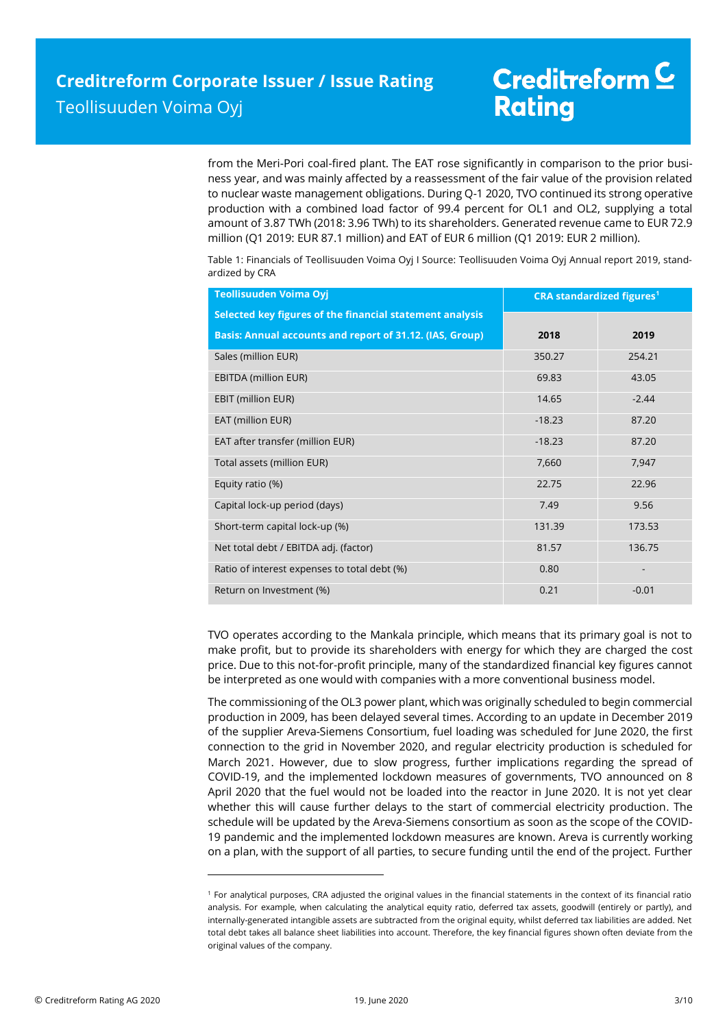from the Meri-Pori coal-fired plant. The EAT rose significantly in comparison to the prior business year, and was mainly affected by a reassessment of the fair value of the provision related to nuclear waste management obligations. During Q-1 2020, TVO continued its strong operative production with a combined load factor of 99.4 percent for OL1 and OL2, supplying a total amount of 3.87 TWh (2018: 3.96 TWh) to its shareholders. Generated revenue came to EUR 72.9 million (Q1 2019: EUR 87.1 million) and EAT of EUR 6 million (Q1 2019: EUR 2 million).

Table 1: Financials of Teollisuuden Voima Oyj I Source: Teollisuuden Voima Oyj Annual report 2019, standardized by CRA

| Teollisuuden Voima Oyj<br>Selected key figures of the financial statement analysis<br>Basis: Annual accounts and report of 31.12. (IAS, Group) | CRA standardized figures[1] | |
|---|---|---|
| | **2018** | **2019** |
| Sales (million EUR) | 350.27 | 254.21 |
| EBITDA (million EUR) | 69.83 | 43.05 |
| EBIT (million EUR) | 14.65 | -2.44 |
| EAT (million EUR) | -18.23 | 87.20 |
| EAT after transfer (million EUR) | -18.23 | 87.20 |
| Total assets (million EUR) | 7,660 | 7,947 |
| Equity ratio (%) | 22.75 | 22.96 |
| Capital lock-up period (days) | 7.49 | 9.56 |
| Short-term capital lock-up (%) | 131.39 | 173.53 |
| Net total debt / EBITDA adj. (factor) | 81.57 | 136.75 |
| Ratio of interest expenses to total debt (%) | 0.80 | - |
| Return on Investment (%) | 0.21 | -0.01 |

TVO operates according to the Mankala principle, which means that its primary goal is not to make profit, but to provide its shareholders with energy for which they are charged the cost price. Due to this not-for-profit principle, many of the standardized financial key figures cannot be interpreted as one would with companies with a more conventional business model.

The commissioning of the OL3 power plant, which was originally scheduled to begin commercial production in 2009, has been delayed several times. According to an update in December 2019 of the supplier Areva-Siemens Consortium, fuel loading was scheduled for June 2020, the first connection to the grid in November 2020, and regular electricity production is scheduled for March 2021. However, due to slow progress, further implications regarding the spread of COVID-19, and the implemented lockdown measures of governments, TVO announced on 8 April 2020 that the fuel would not be loaded into the reactor in June 2020. It is not yet clear whether this will cause further delays to the start of commercial electricity production. The schedule will be updated by the Areva-Siemens consortium as soon as the scope of the COVID-19 pandemic and the implemented lockdown measures are known. Areva is currently working on a plan, with the support of all parties, to secure funding until the end of the project. Further

[1] For analytical purposes, CRA adjusted the original values in the financial statements in the context of its financial ratio analysis. For example, when calculating the analytical equity ratio, deferred tax assets, goodwill (entirely or partly), and internally-generated intangible assets are subtracted from the original equity, whilst deferred tax liabilities are added. Net total debt takes all balance sheet liabilities into account. Therefore, the key financial figures shown often deviate from the original values of the company.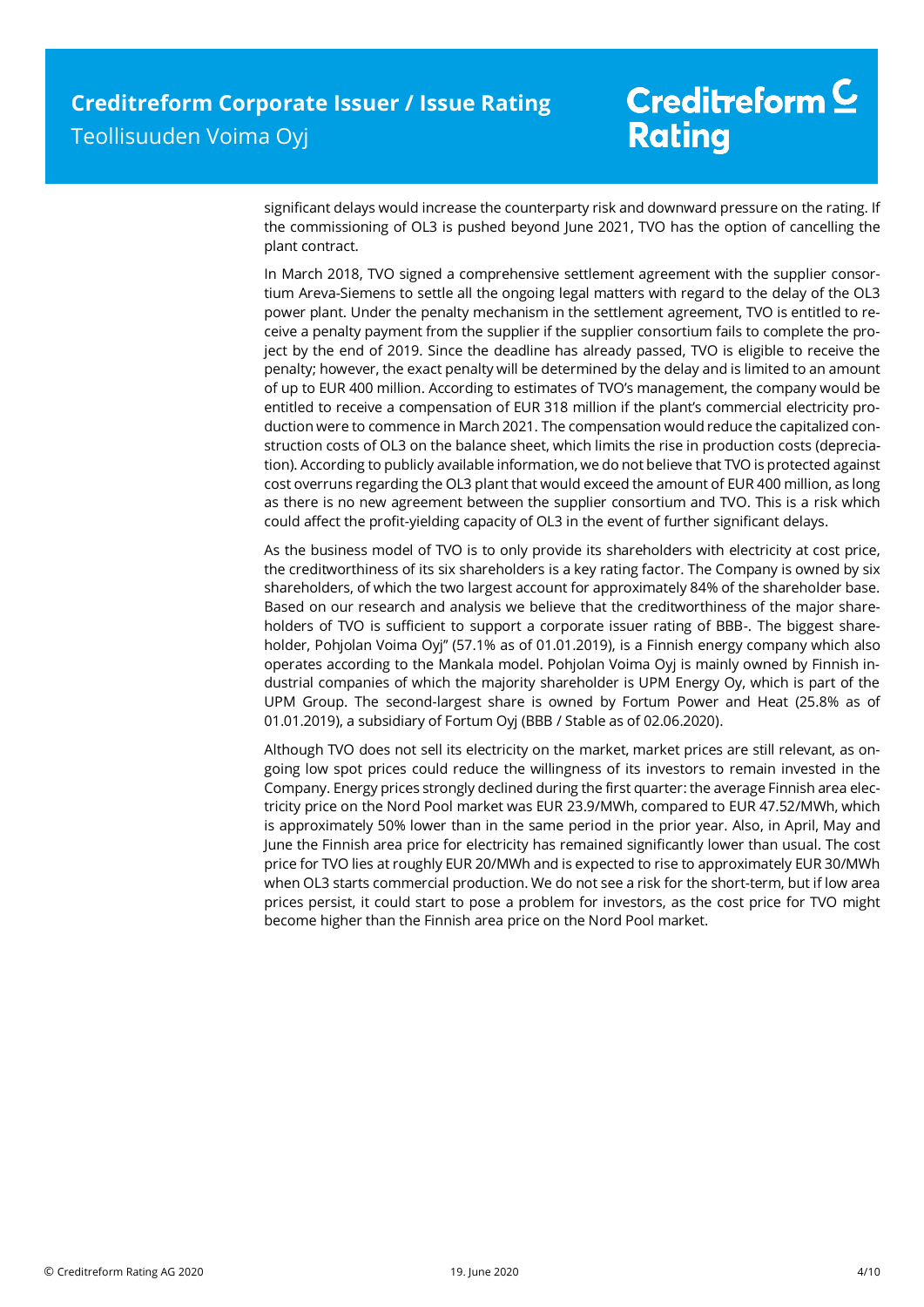significant delays would increase the counterparty risk and downward pressure on the rating. If the commissioning of OL3 is pushed beyond June 2021, TVO has the option of cancelling the plant contract.

In March 2018, TVO signed a comprehensive settlement agreement with the supplier consortium Areva-Siemens to settle all the ongoing legal matters with regard to the delay of the OL3 power plant. Under the penalty mechanism in the settlement agreement, TVO is entitled to receive a penalty payment from the supplier if the supplier consortium fails to complete the project by the end of 2019. Since the deadline has already passed, TVO is eligible to receive the penalty; however, the exact penalty will be determined by the delay and is limited to an amount of up to EUR 400 million. According to estimates of TVO's management, the company would be entitled to receive a compensation of EUR 318 million if the plant's commercial electricity production were to commence in March 2021. The compensation would reduce the capitalized construction costs of OL3 on the balance sheet, which limits the rise in production costs (depreciation). According to publicly available information, we do not believe that TVO is protected against cost overruns regarding the OL3 plant that would exceed the amount of EUR 400 million, as long as there is no new agreement between the supplier consortium and TVO. This is a risk which could affect the profit-yielding capacity of OL3 in the event of further significant delays.

As the business model of TVO is to only provide its shareholders with electricity at cost price, the creditworthiness of its six shareholders is a key rating factor. The Company is owned by six shareholders, of which the two largest account for approximately 84% of the shareholder base. Based on our research and analysis we believe that the creditworthiness of the major shareholders of TVO is sufficient to support a corporate issuer rating of BBB-. The biggest shareholder, Pohjolan Voima Oyj" (57.1% as of 01.01.2019), is a Finnish energy company which also operates according to the Mankala model. Pohjolan Voima Oyj is mainly owned by Finnish industrial companies of which the majority shareholder is UPM Energy Oy, which is part of the UPM Group. The second-largest share is owned by Fortum Power and Heat (25.8% as of 01.01.2019), a subsidiary of Fortum Oyj (BBB / Stable as of 02.06.2020).

Although TVO does not sell its electricity on the market, market prices are still relevant, as ongoing low spot prices could reduce the willingness of its investors to remain invested in the Company. Energy prices strongly declined during the first quarter: the average Finnish area electricity price on the Nord Pool market was EUR 23.9/MWh, compared to EUR 47.52/MWh, which is approximately 50% lower than in the same period in the prior year. Also, in April, May and June the Finnish area price for electricity has remained significantly lower than usual. The cost price for TVO lies at roughly EUR 20/MWh and is expected to rise to approximately EUR 30/MWh when OL3 starts commercial production. We do not see a risk for the short-term, but if low area prices persist, it could start to pose a problem for investors, as the cost price for TVO might become higher than the Finnish area price on the Nord Pool market.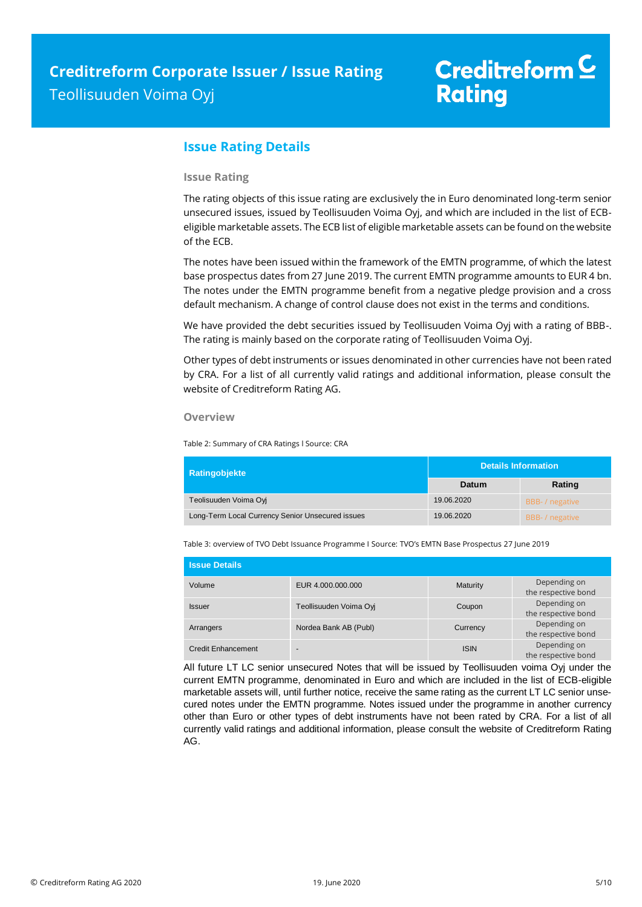## Issue Rating Details

### Issue Rating

The rating objects of this issue rating are exclusively the in Euro denominated long-term senior unsecured issues, issued by Teollisuuden Voima Oyj, and which are included in the list of ECB-eligible marketable assets. The ECB list of eligible marketable assets can be found on the website of the ECB.

The notes have been issued within the framework of the EMTN programme, of which the latest base prospectus dates from 27 June 2019. The current EMTN programme amounts to EUR 4 bn. The notes under the EMTN programme benefit from a negative pledge provision and a cross default mechanism. A change of control clause does not exist in the terms and conditions.

We have provided the debt securities issued by Teollisuuden Voima Oyj with a rating of BBB-. The rating is mainly based on the corporate rating of Teollisuuden Voima Oyj.

Other types of debt instruments or issues denominated in other currencies have not been rated by CRA. For a list of all currently valid ratings and additional information, please consult the website of Creditreform Rating AG.

### Overview

Table 2: Summary of CRA Ratings I Source: CRA

| Ratingobjekte | Details Information | |
|---|---|---|
| | Datum | Rating |
| Teolisuuden Voima Oyj | 19.06.2020 | BBB- / negative |
| Long-Term Local Currency Senior Unsecured issues | 19.06.2020 | BBB- / negative |

Table 3: overview of TVO Debt Issuance Programme I Source: TVO's EMTN Base Prospectus 27 June 2019

| Issue Details | | | |
|---|---|---|---|
| Volume | EUR 4.000.000.000 | Maturity | Depending on the respective bond |
| Issuer | Teollisuuden Voima Oyj | Coupon | Depending on the respective bond |
| Arrangers | Nordea Bank AB (Publ) | Currency | Depending on the respective bond |
| Credit Enhancement | - | ISIN | Depending on the respective bond |

All future LT LC senior unsecured Notes that will be issued by Teollisuuden voima Oyj under the current EMTN programme, denominated in Euro and which are included in the list of ECB-eligible marketable assets will, until further notice, receive the same rating as the current LT LC senior unsecured notes under the EMTN programme. Notes issued under the programme in another currency other than Euro or other types of debt instruments have not been rated by CRA. For a list of all currently valid ratings and additional information, please consult the website of Creditreform Rating AG.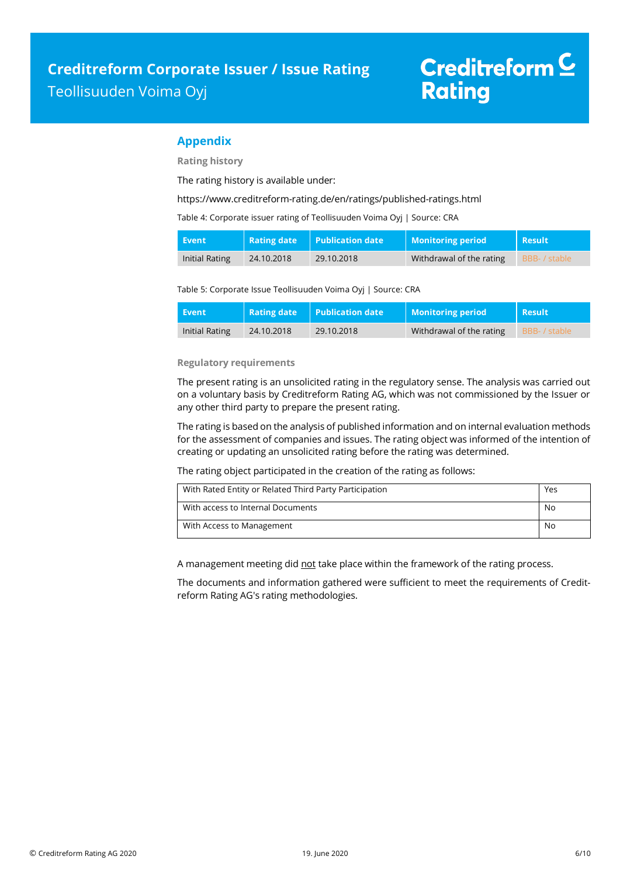## Appendix

### Rating history

The rating history is available under:

https://www.creditreform-rating.de/en/ratings/published-ratings.html

Table 4: Corporate issuer rating of Teollisuuden Voima Oyj | Source: CRA

| Event | Rating date | Publication date | Monitoring period | Result |
|---|---|---|---|---|
| Initial Rating | 24.10.2018 | 29.10.2018 | Withdrawal of the rating | BBB- / stable |

Table 5: Corporate Issue Teollisuuden Voima Oyj | Source: CRA

| Event | Rating date | Publication date | Monitoring period | Result |
|---|---|---|---|---|
| Initial Rating | 24.10.2018 | 29.10.2018 | Withdrawal of the rating | BBB- / stable |

### Regulatory requirements

The present rating is an unsolicited rating in the regulatory sense. The analysis was carried out on a voluntary basis by Creditreform Rating AG, which was not commissioned by the Issuer or any other third party to prepare the present rating.

The rating is based on the analysis of published information and on internal evaluation methods for the assessment of companies and issues. The rating object was informed of the intention of creating or updating an unsolicited rating before the rating was determined.

The rating object participated in the creation of the rating as follows:

| | |
|---|---|
| With Rated Entity or Related Third Party Participation | Yes |
| With access to Internal Documents | No |
| With Access to Management | No |

A management meeting did not take place within the framework of the rating process.

The documents and information gathered were sufficient to meet the requirements of Creditreform Rating AG's rating methodologies.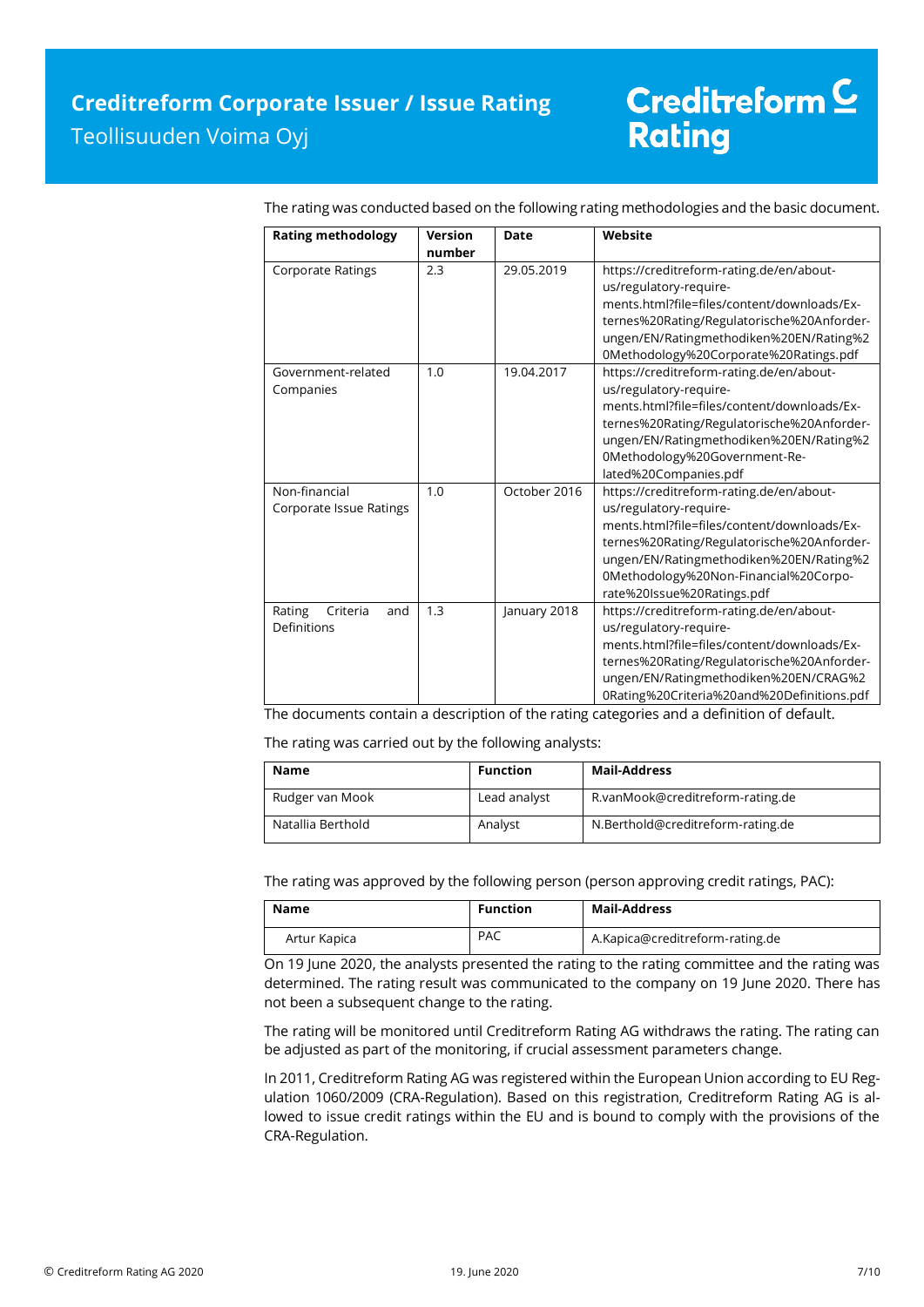The rating was conducted based on the following rating methodologies and the basic document.

| Rating methodology | Version number | Date | Website |
|---|---|---|---|
| Corporate Ratings | 2.3 | 29.05.2019 | https://creditreform-rating.de/en/about-us/regulatory-requirements.html?file=files/content/downloads/Externes%20Rating/Regulatorische%20Anforderungen/EN/Ratingmethodiken%20EN/Rating%20Methodology%20Corporate%20Ratings.pdf |
| Government-related Companies | 1.0 | 19.04.2017 | https://creditreform-rating.de/en/about-us/regulatory-requirements.html?file=files/content/downloads/Externes%20Rating/Regulatorische%20Anforderungen/EN/Ratingmethodiken%20EN/Rating%20Methodology%20Government-Related%20Companies.pdf |
| Non-financial Corporate Issue Ratings | 1.0 | October 2016 | https://creditreform-rating.de/en/about-us/regulatory-requirements.html?file=files/content/downloads/Externes%20Rating/Regulatorische%20Anforderungen/EN/Ratingmethodiken%20EN/Rating%20Methodology%20Non-Financial%20Corporate%20Issue%20Ratings.pdf |
| Rating Criteria and Definitions | 1.3 | January 2018 | https://creditreform-rating.de/en/about-us/regulatory-requirements.html?file=files/content/downloads/Externes%20Rating/Regulatorische%20Anforderungen/EN/Ratingmethodiken%20EN/CRAG%20Rating%20Criteria%20and%20Definitions.pdf |

The documents contain a description of the rating categories and a definition of default.

The rating was carried out by the following analysts:

| Name | Function | Mail-Address |
|---|---|---|
| Rudger van Mook | Lead analyst | R.vanMook@creditreform-rating.de |
| Natallia Berthold | Analyst | N.Berthold@creditreform-rating.de |

The rating was approved by the following person (person approving credit ratings, PAC):

| Name | Function | Mail-Address |
|---|---|---|
| Artur Kapica | PAC | A.Kapica@creditreform-rating.de |

On 19 June 2020, the analysts presented the rating to the rating committee and the rating was determined. The rating result was communicated to the company on 19 June 2020. There has not been a subsequent change to the rating.

The rating will be monitored until Creditreform Rating AG withdraws the rating. The rating can be adjusted as part of the monitoring, if crucial assessment parameters change.

In 2011, Creditreform Rating AG was registered within the European Union according to EU Regulation 1060/2009 (CRA-Regulation). Based on this registration, Creditreform Rating AG is allowed to issue credit ratings within the EU and is bound to comply with the provisions of the CRA-Regulation.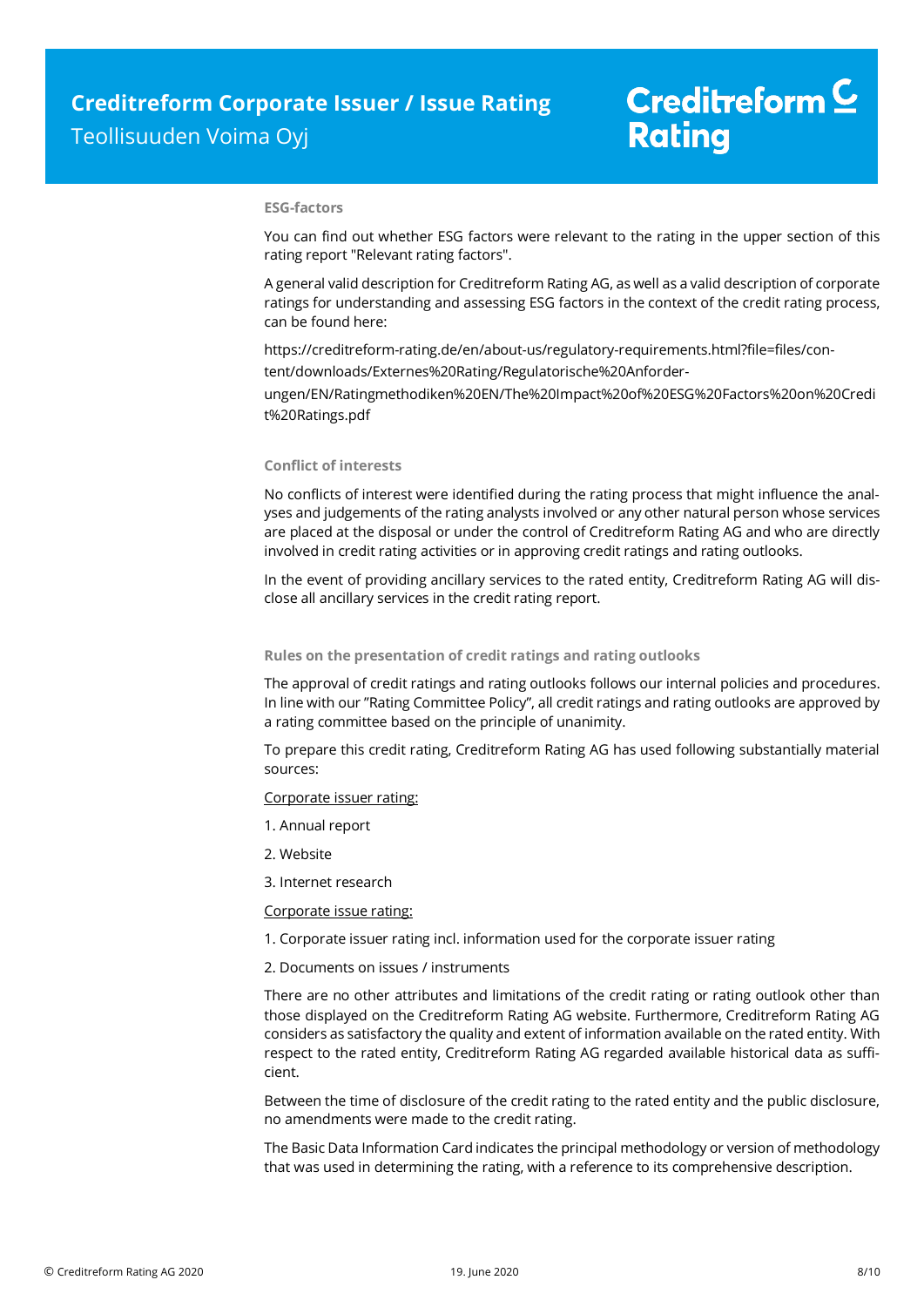### ESG-factors

You can find out whether ESG factors were relevant to the rating in the upper section of this rating report "Relevant rating factors".

A general valid description for Creditreform Rating AG, as well as a valid description of corporate ratings for understanding and assessing ESG factors in the context of the credit rating process, can be found here:

https://creditreform-rating.de/en/about-us/regulatory-requirements.html?file=files/content/downloads/Externes%20Rating/Regulatorische%20Anforderungen/EN/Ratingmethodiken%20EN/The%20Impact%20of%20ESG%20Factors%20on%20Credit%20Ratings.pdf

### Conflict of interests

No conflicts of interest were identified during the rating process that might influence the analyses and judgements of the rating analysts involved or any other natural person whose services are placed at the disposal or under the control of Creditreform Rating AG and who are directly involved in credit rating activities or in approving credit ratings and rating outlooks.

In the event of providing ancillary services to the rated entity, Creditreform Rating AG will disclose all ancillary services in the credit rating report.

### Rules on the presentation of credit ratings and rating outlooks

The approval of credit ratings and rating outlooks follows our internal policies and procedures. In line with our "Rating Committee Policy", all credit ratings and rating outlooks are approved by a rating committee based on the principle of unanimity.

To prepare this credit rating, Creditreform Rating AG has used following substantially material sources:

Corporate issuer rating:

1. Annual report
2. Website
3. Internet research

Corporate issue rating:

1. Corporate issuer rating incl. information used for the corporate issuer rating
2. Documents on issues / instruments

There are no other attributes and limitations of the credit rating or rating outlook other than those displayed on the Creditreform Rating AG website. Furthermore, Creditreform Rating AG considers as satisfactory the quality and extent of information available on the rated entity. With respect to the rated entity, Creditreform Rating AG regarded available historical data as sufficient.

Between the time of disclosure of the credit rating to the rated entity and the public disclosure, no amendments were made to the credit rating.

The Basic Data Information Card indicates the principal methodology or version of methodology that was used in determining the rating, with a reference to its comprehensive description.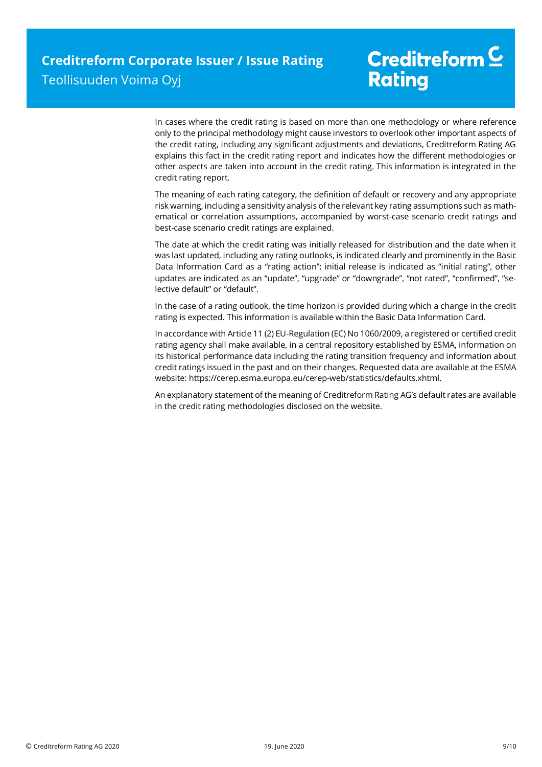In cases where the credit rating is based on more than one methodology or where reference only to the principal methodology might cause investors to overlook other important aspects of the credit rating, including any significant adjustments and deviations, Creditreform Rating AG explains this fact in the credit rating report and indicates how the different methodologies or other aspects are taken into account in the credit rating. This information is integrated in the credit rating report.

The meaning of each rating category, the definition of default or recovery and any appropriate risk warning, including a sensitivity analysis of the relevant key rating assumptions such as mathematical or correlation assumptions, accompanied by worst-case scenario credit ratings and best-case scenario credit ratings are explained.

The date at which the credit rating was initially released for distribution and the date when it was last updated, including any rating outlooks, is indicated clearly and prominently in the Basic Data Information Card as a "rating action"; initial release is indicated as "initial rating", other updates are indicated as an "update", "upgrade" or "downgrade", "not rated", "confirmed", "selective default" or "default".

In the case of a rating outlook, the time horizon is provided during which a change in the credit rating is expected. This information is available within the Basic Data Information Card.

In accordance with Article 11 (2) EU-Regulation (EC) No 1060/2009, a registered or certified credit rating agency shall make available, in a central repository established by ESMA, information on its historical performance data including the rating transition frequency and information about credit ratings issued in the past and on their changes. Requested data are available at the ESMA website: https://cerep.esma.europa.eu/cerep-web/statistics/defaults.xhtml.

An explanatory statement of the meaning of Creditreform Rating AG's default rates are available in the credit rating methodologies disclosed on the website.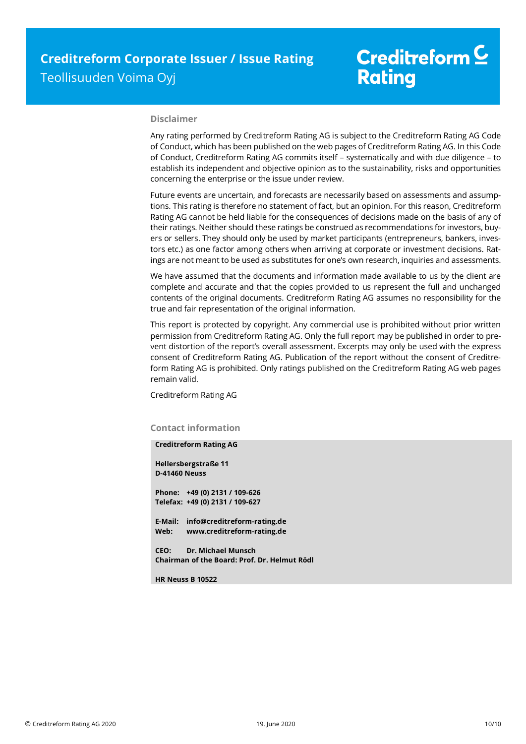## Disclaimer

Any rating performed by Creditreform Rating AG is subject to the Creditreform Rating AG Code of Conduct, which has been published on the web pages of Creditreform Rating AG. In this Code of Conduct, Creditreform Rating AG commits itself – systematically and with due diligence – to establish its independent and objective opinion as to the sustainability, risks and opportunities concerning the enterprise or the issue under review.

Future events are uncertain, and forecasts are necessarily based on assessments and assumptions. This rating is therefore no statement of fact, but an opinion. For this reason, Creditreform Rating AG cannot be held liable for the consequences of decisions made on the basis of any of their ratings. Neither should these ratings be construed as recommendations for investors, buyers or sellers. They should only be used by market participants (entrepreneurs, bankers, investors etc.) as one factor among others when arriving at corporate or investment decisions. Ratings are not meant to be used as substitutes for one's own research, inquiries and assessments.

We have assumed that the documents and information made available to us by the client are complete and accurate and that the copies provided to us represent the full and unchanged contents of the original documents. Creditreform Rating AG assumes no responsibility for the true and fair representation of the original information.

This report is protected by copyright. Any commercial use is prohibited without prior written permission from Creditreform Rating AG. Only the full report may be published in order to prevent distortion of the report's overall assessment. Excerpts may only be used with the express consent of Creditreform Rating AG. Publication of the report without the consent of Creditreform Rating AG is prohibited. Only ratings published on the Creditreform Rating AG web pages remain valid.

Creditreform Rating AG

## Contact information

**Creditreform Rating AG**

**Hellersbergstraße 11**
**D-41460 Neuss**

**Phone: +49 (0) 2131 / 109-626**
**Telefax: +49 (0) 2131 / 109-627**

**E-Mail: info@creditreform-rating.de**
**Web: www.creditreform-rating.de**

**CEO: Dr. Michael Munsch**
**Chairman of the Board: Prof. Dr. Helmut Rödl**

**HR Neuss B 10522**